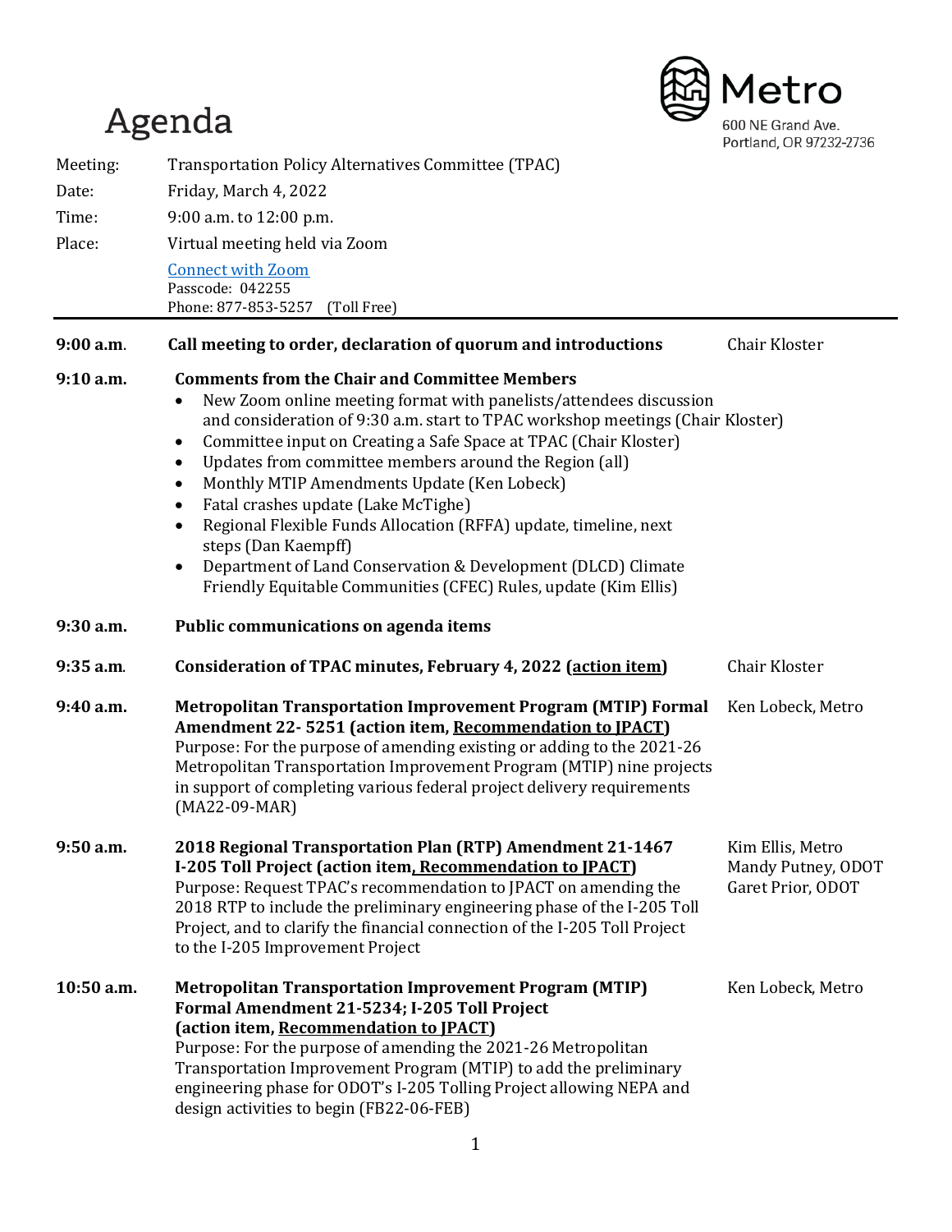# Agenda

Metro
600 NE Grand Ave.
Portland, OR 97232-2736

| | |
|---|---|
| Meeting: | Transportation Policy Alternatives Committee (TPAC) |
| Date: | Friday, March 4, 2022 |
| Time: | 9:00 a.m. to 12:00 p.m. |
| Place: | Virtual meeting held via Zoom |

[Connect with Zoom](#)
Passcode: 042255
Phone: 877-853-5257 (Toll Free)

---

**9:00 a.m.** **Call meeting to order, declaration of quorum and introductions** — Chair Kloster

**9:10 a.m.** **Comments from the Chair and Committee Members**

- New Zoom online meeting format with panelists/attendees discussion and consideration of 9:30 a.m. start to TPAC workshop meetings (Chair Kloster)
- Committee input on Creating a Safe Space at TPAC (Chair Kloster)
- Updates from committee members around the Region (all)
- Monthly MTIP Amendments Update (Ken Lobeck)
- Fatal crashes update (Lake McTighe)
- Regional Flexible Funds Allocation (RFFA) update, timeline, next steps (Dan Kaempff)
- Department of Land Conservation & Development (DLCD) Climate Friendly Equitable Communities (CFEC) Rules, update (Kim Ellis)

**9:30 a.m.** **Public communications on agenda items**

**9:35 a.m.** **Consideration of TPAC minutes, February 4, 2022 (action item)** — Chair Kloster

**9:40 a.m.** **Metropolitan Transportation Improvement Program (MTIP) Formal Amendment 22- 5251 (action item, Recommendation to JPACT)** — Ken Lobeck, Metro
Purpose: For the purpose of amending existing or adding to the 2021-26 Metropolitan Transportation Improvement Program (MTIP) nine projects in support of completing various federal project delivery requirements (MA22-09-MAR)

**9:50 a.m.** **2018 Regional Transportation Plan (RTP) Amendment 21-1467 I-205 Toll Project (action item, Recommendation to JPACT)** — Kim Ellis, Metro; Mandy Putney, ODOT; Garet Prior, ODOT
Purpose: Request TPAC's recommendation to JPACT on amending the 2018 RTP to include the preliminary engineering phase of the I-205 Toll Project, and to clarify the financial connection of the I-205 Toll Project to the I-205 Improvement Project

**10:50 a.m.** **Metropolitan Transportation Improvement Program (MTIP) Formal Amendment 21-5234; I-205 Toll Project (action item, Recommendation to JPACT)** — Ken Lobeck, Metro
Purpose: For the purpose of amending the 2021-26 Metropolitan Transportation Improvement Program (MTIP) to add the preliminary engineering phase for ODOT's I-205 Tolling Project allowing NEPA and design activities to begin (FB22-06-FEB)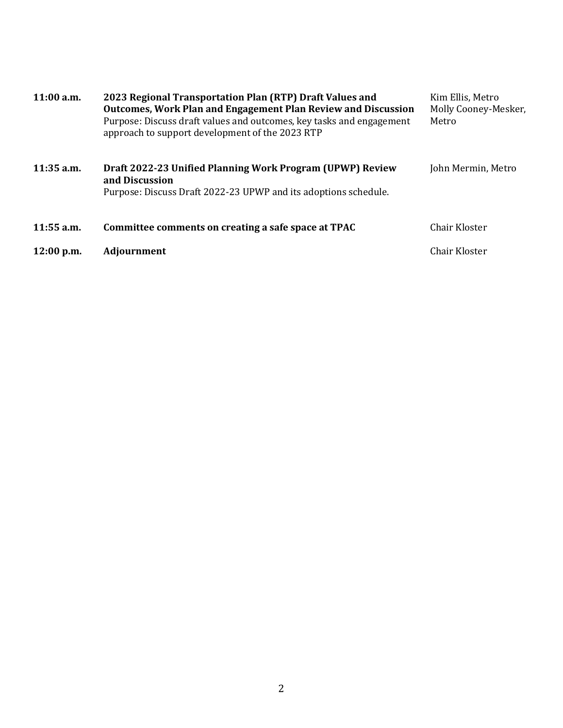| | | |
|---|---|---|
| **11:00 a.m.** | **2023 Regional Transportation Plan (RTP) Draft Values and Outcomes, Work Plan and Engagement Plan Review and Discussion**<br>Purpose: Discuss draft values and outcomes, key tasks and engagement approach to support development of the 2023 RTP | Kim Ellis, Metro<br>Molly Cooney-Mesker, Metro |
| **11:35 a.m.** | **Draft 2022-23 Unified Planning Work Program (UPWP) Review and Discussion**<br>Purpose: Discuss Draft 2022-23 UPWP and its adoptions schedule. | John Mermin, Metro |
| **11:55 a.m.** | **Committee comments on creating a safe space at TPAC** | Chair Kloster |
| **12:00 p.m.** | **Adjournment** | Chair Kloster |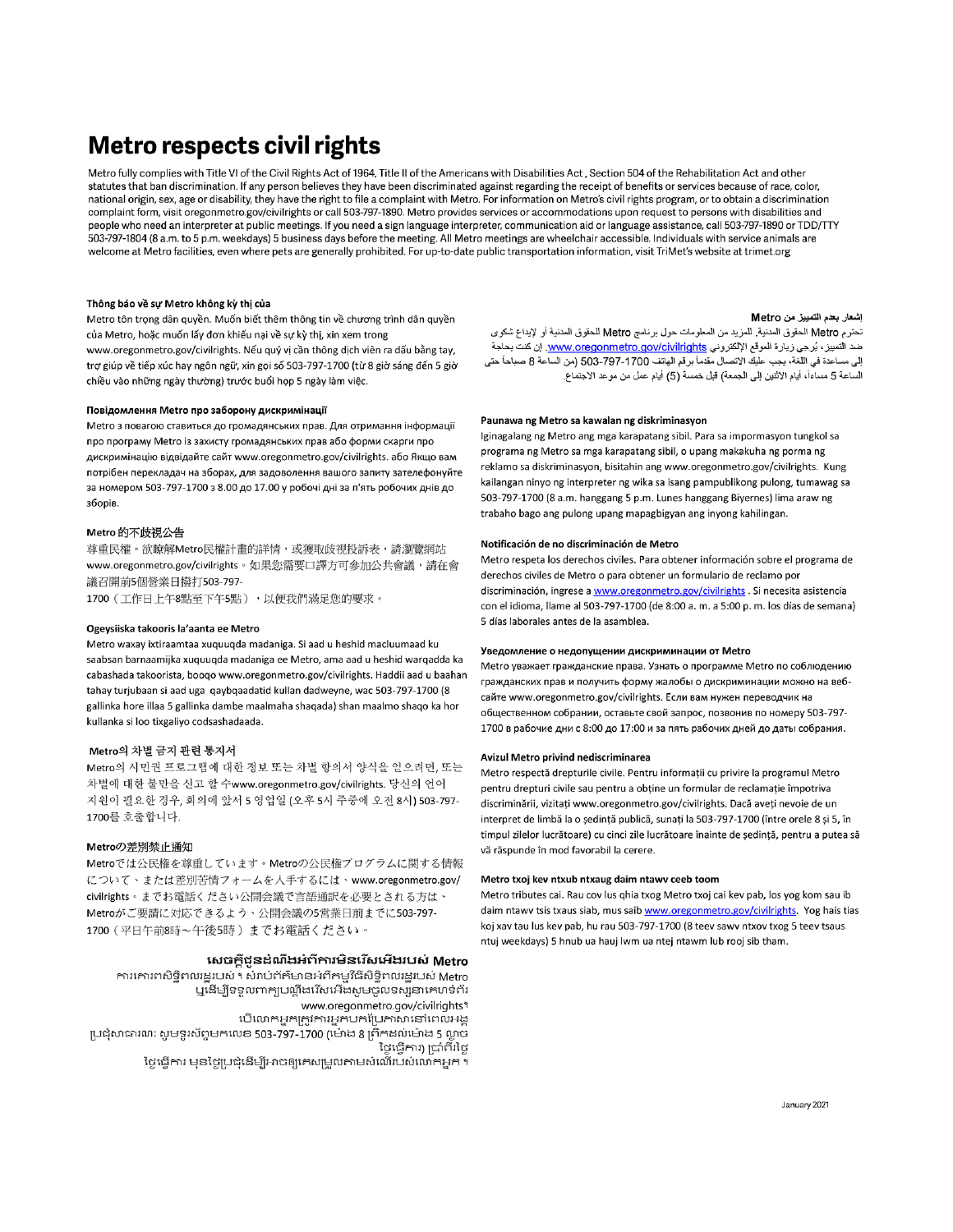# Metro respects civil rights

Metro fully complies with Title VI of the Civil Rights Act of 1964, Title II of the Americans with Disabilities Act , Section 504 of the Rehabilitation Act and other statutes that ban discrimination. If any person believes they have been discriminated against regarding the receipt of benefits or services because of race, color, national origin, sex, age or disability, they have the right to file a complaint with Metro. For information on Metro's civil rights program, or to obtain a discrimination complaint form, visit oregonmetro.gov/civilrights or call 503-797-1890. Metro provides services or accommodations upon request to persons with disabilities and people who need an interpreter at public meetings. If you need a sign language interpreter, communication aid or language assistance, call 503-797-1890 or TDD/TTY 503-797-1804 (8 a.m. to 5 p.m. weekdays) 5 business days before the meeting. All Metro meetings are wheelchair accessible. Individuals with service animals are welcome at Metro facilities, even where pets are generally prohibited. For up-to-date public transportation information, visit TriMet's website at trimet.org

**Thông báo về sự Metro không kỳ thị của**

Metro tôn trọng dân quyền. Muốn biết thêm thông tin về chương trình dân quyền của Metro, hoặc muốn lấy đơn khiếu nại về sự kỳ thị, xin xem trong www.oregonmetro.gov/civilrights. Nếu quý vị cần thông dịch viên ra dấu bằng tay, trợ giúp về tiếp xúc hay ngôn ngữ, xin gọi số 503-797-1700 (từ 8 giờ sáng đến 5 giờ chiều vào những ngày thường) trước buổi họp 5 ngày làm việc.

**Повідомлення Metro про заборону дискримінації**

Metro з повагою ставиться до громадянських прав. Для отримання інформації про програму Metro із захисту громадянських прав або форми скарги про дискримінацію відвідайте сайт www.oregonmetro.gov/civilrights. або Якщо вам потрібен перекладач на зборах, для задоволення вашого запиту зателефонуйте за номером 503-797-1700 з 8.00 до 17.00 у робочі дні за п'ять робочих днів до зборів.

**Metro 的不歧視公告**

尊重民權。欲瞭解Metro民權計畫的詳情，或獲取歧視投訴表，請瀏覽網站 www.oregonmetro.gov/civilrights。如果您需要口譯方可參加公共會議，請在會議召開前5個營業日撥打503-797-1700（工作日上午8點至下午5點），以便我們滿足您的要求。

**Ogeysiiska takooris la'aanta ee Metro**

Metro waxay ixtiraamtaa xuquuqda madaniga. Si aad u heshid macluumaad ku saabsan barnaamijka xuquuqda madaniga ee Metro, ama aad u heshid warqadda ka cabashada takoorista, booqo www.oregonmetro.gov/civilrights. Haddii aad u baahan tahay turjubaan si aad uga qaybqaadatid kullan dadweyne, wac 503-797-1700 (8 gallinka hore illaa 5 gallinka dambe maalmaha shaqada) shan maalmo shaqo ka hor kullanka si loo tixgaliyo codsashadaada.

**Metro의 차별 금지 관련 통지서**

Metro의 시민권 프로그램에 대한 정보 또는 차별 항의서 양식을 얻으려면, 또는 차별에 대한 불만을 신고 할 수www.oregonmetro.gov/civilrights. 당신의 언어 지원이 필요한 경우, 회의에 앞서 5 영업일 (오후 5시 주중에 오전 8시) 503-797-1700를 호출합니다.

**Metroの差別禁止通知**

Metroでは公民権を尊重しています。Metroの公民権プログラムに関する情報について、または差別苦情フォームを入手するには、www.oregonmetro.gov/civilrights。までお電話ください公開会議で言語通訳を必要とされる方は、Metroがご要請に対応できるよう、公開会議の5営業日前までに503-797-1700（平日午前8時～午後5時）までお電話ください。

**សេចក្តីជូនដំណឹងអំពីការមិនរើសអើងរបស់ Metro**

ការគោរពសិទ្ធិពលរដ្ឋរបស់ ។ សំរាប់ព័ត៌មានអំពីកម្មវិធីសិទ្ធិពលរដ្ឋរបស់ Metro ឬដើម្បីទទួលពាក្យបណ្តឹងរើសអើងសូមចូលទស្សនាគេហទំព័រ www.oregonmetro.gov/civilrights។ បើលោកអ្នកត្រូវការអ្នកបកប្រែភាសានៅពេលអង្គប្រជុំសាធារណៈ សូមទូរស័ព្ទមកលេខ 503-797-1700 (ម៉ោង 8 ព្រឹកដល់ម៉ោង 5 ល្ងាច ថ្ងៃធ្វើការ) ប្រាំពីរថ្ងៃ ថ្ងៃធ្វើការ មុនថ្ងៃប្រជុំដើម្បីអាចឲ្យគេសម្រួលតាមសំណើរបស់លោកអ្នក ។

**إشعار بعدم التمييز من Metro**

تحترم Metro الحقوق المدنية. للمزيد من المعلومات حول برنامج Metro للحقوق المدنية أو لإيداع شكوى ضد التمييز، يُرجى زيارة الموقع الإلكتروني www.oregonmetro.gov/civilrights. إن كنت بحاجة إلى مساعدة في اللغة، يجب عليك الاتصال مقدماً برقم الهاتف 1700-797-503 (من الساعة 8 صباحاً حتى الساعة 5 مساءاً، أيام الاثنين إلى الجمعة) قبل خمسة (5) أيام عمل من موعد الاجتماع.

**Paunawa ng Metro sa kawalan ng diskriminasyon**

Iginagalang ng Metro ang mga karapatang sibil. Para sa impormasyon tungkol sa programa ng Metro sa mga karapatang sibil, o upang makakuha ng porma ng reklamo sa diskriminasyon, bisitahin ang www.oregonmetro.gov/civilrights. Kung kailangan ninyo ng interpreter ng wika sa isang pampublikong pulong, tumawag sa 503-797-1700 (8 a.m. hanggang 5 p.m. Lunes hanggang Biyernes) lima araw ng trabaho bago ang pulong upang mapagbigyan ang inyong kahilingan.

**Notificación de no discriminación de Metro**

Metro respeta los derechos civiles. Para obtener información sobre el programa de derechos civiles de Metro o para obtener un formulario de reclamo por discriminación, ingrese a www.oregonmetro.gov/civilrights . Si necesita asistencia con el idioma, llame al 503-797-1700 (de 8:00 a. m. a 5:00 p. m. los días de semana) 5 días laborales antes de la asamblea.

**Уведомление о недопущении дискриминации от Metro**

Metro уважает гражданские права. Узнать о программе Metro по соблюдению гражданских прав и получить форму жалобы о дискриминации можно на веб-сайте www.oregonmetro.gov/civilrights. Если вам нужен переводчик на общественном собрании, оставьте свой запрос, позвонив по номеру 503-797-1700 в рабочие дни с 8:00 до 17:00 и за пять рабочих дней до даты собрания.

**Avizul Metro privind nediscriminarea**

Metro respectă drepturile civile. Pentru informații cu privire la programul Metro pentru drepturi civile sau pentru a obține un formular de reclamație împotriva discriminării, vizitați www.oregonmetro.gov/civilrights. Dacă aveți nevoie de un interpret de limbă la o ședință publică, sunați la 503-797-1700 (între orele 8 și 5, în timpul zilelor lucrătoare) cu cinci zile lucrătoare înainte de ședință, pentru a putea să vă răspunde în mod favorabil la cerere.

**Metro txoj kev ntxub ntxaug daim ntawv ceeb toom**

Metro tributes cai. Rau cov lus qhia txog Metro txoj cai kev pab, los yog kom sau ib daim ntawv tsis txaus siab, mus saib www.oregonmetro.gov/civilrights. Yog hais tias koj xav tau lus kev pab, hu rau 503-797-1700 (8 teev sawv ntxov txog 5 teev tsaus ntuj weekdays) 5 hnub ua hauj lwm ua ntej ntawm lub rooj sib tham.

January 2021